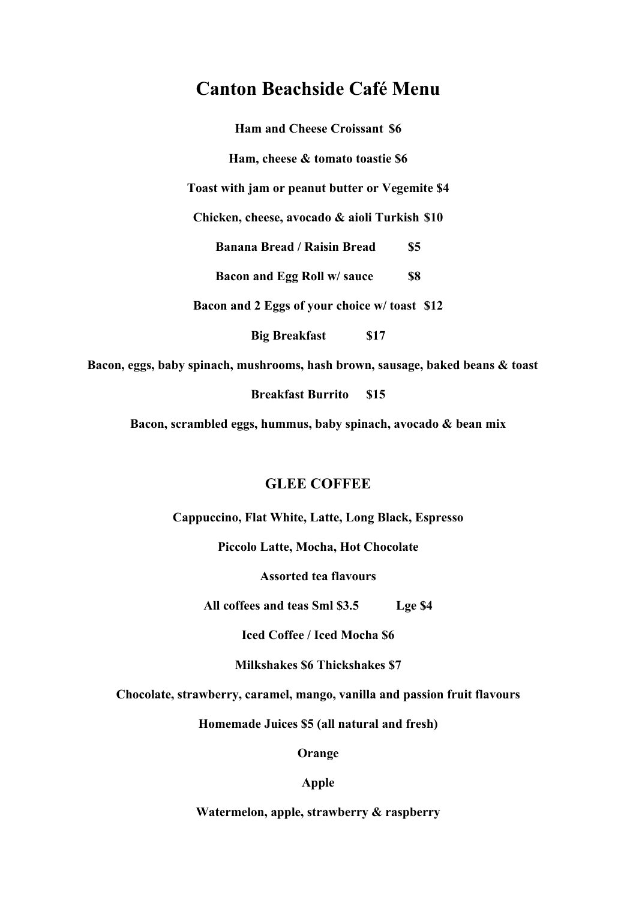# Canton Beachside Café Menu

**Ham and Cheese Croissant  $6**

**Ham, cheese & tomato toastie $6**

**Toast with jam or peanut butter or Vegemite $4**

**Chicken, cheese, avocado & aioli Turkish  $10**

**Banana Bread / Raisin Bread          $5**

**Bacon and Egg Roll w/ sauce          $8**

**Bacon and 2 Eggs of your choice w/ toast  $12**

**Big Breakfast          $17**

**Bacon, eggs, baby spinach, mushrooms, hash brown, sausage, baked beans & toast**

**Breakfast Burrito     $15**

**Bacon, scrambled eggs, hummus, baby spinach, avocado & bean mix**

## GLEE COFFEE

**Cappuccino, Flat White, Latte, Long Black, Espresso**

**Piccolo Latte, Mocha, Hot Chocolate**

**Assorted tea flavours**

**All coffees and teas Sml $3.5          Lge $4**

**Iced Coffee / Iced Mocha $6**

**Milkshakes $6 Thickshakes $7**

**Chocolate, strawberry, caramel, mango, vanilla and passion fruit flavours**

**Homemade Juices $5 (all natural and fresh)**

**Orange**

**Apple**

**Watermelon, apple, strawberry & raspberry**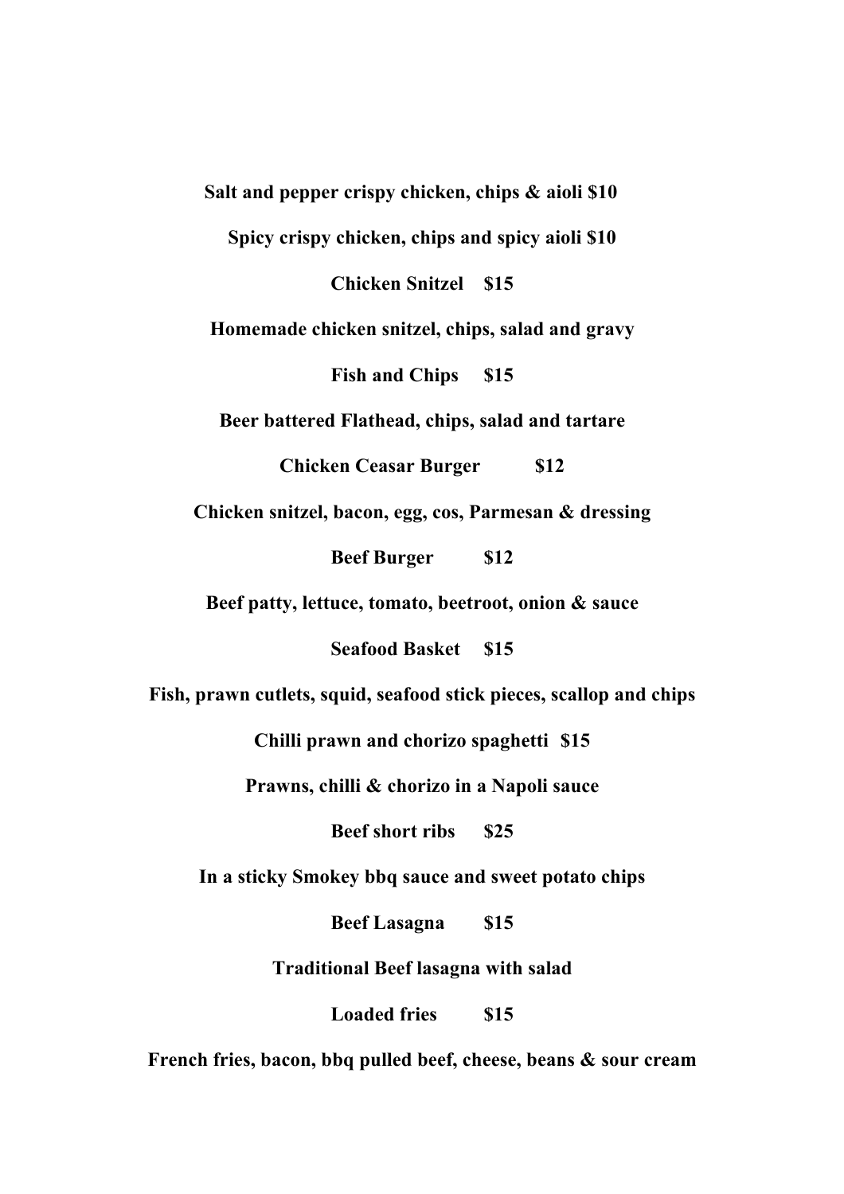**Salt and pepper crispy chicken, chips & aioli $10**

**Spicy crispy chicken, chips and spicy aioli $10**

**Chicken Snitzel $15**

**Homemade chicken snitzel, chips, salad and gravy**

**Fish and Chips $15**

**Beer battered Flathead, chips, salad and tartare**

**Chicken Ceasar Burger $12**

**Chicken snitzel, bacon, egg, cos, Parmesan & dressing**

**Beef Burger $12**

**Beef patty, lettuce, tomato, beetroot, onion & sauce**

**Seafood Basket $15**

**Fish, prawn cutlets, squid, seafood stick pieces, scallop and chips**

**Chilli prawn and chorizo spaghetti $15**

**Prawns, chilli & chorizo in a Napoli sauce**

**Beef short ribs $25**

**In a sticky Smokey bbq sauce and sweet potato chips**

**Beef Lasagna $15**

**Traditional Beef lasagna with salad**

**Loaded fries $15**

**French fries, bacon, bbq pulled beef, cheese, beans & sour cream**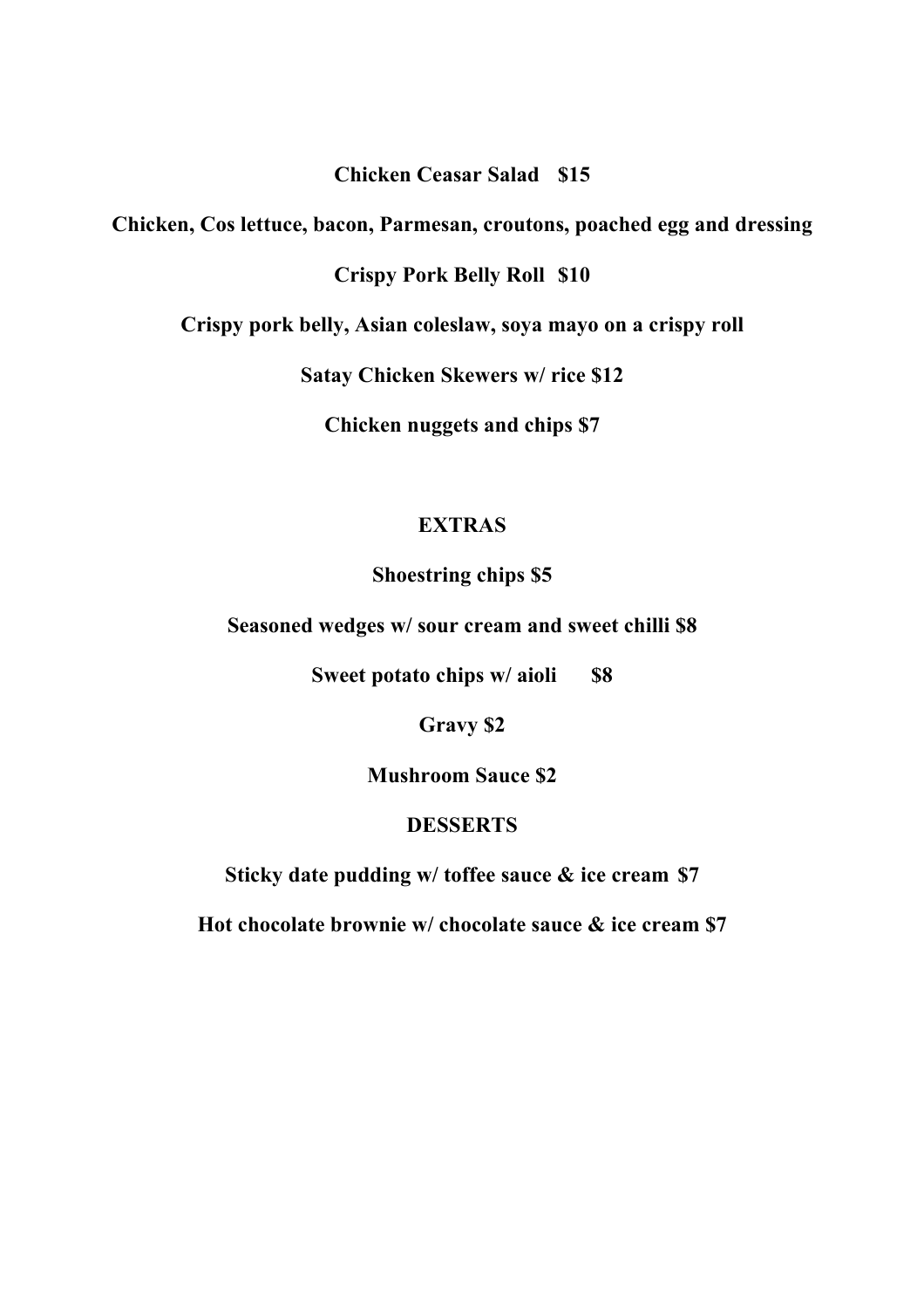**Chicken Ceasar Salad $15**

**Chicken, Cos lettuce, bacon, Parmesan, croutons, poached egg and dressing**

**Crispy Pork Belly Roll $10**

**Crispy pork belly, Asian coleslaw, soya mayo on a crispy roll**

**Satay Chicken Skewers w/ rice $12**

**Chicken nuggets and chips $7**

## EXTRAS

**Shoestring chips $5**

**Seasoned wedges w/ sour cream and sweet chilli $8**

**Sweet potato chips w/ aioli $8**

**Gravy $2**

**Mushroom Sauce $2**

## DESSERTS

**Sticky date pudding w/ toffee sauce & ice cream $7**

**Hot chocolate brownie w/ chocolate sauce & ice cream $7**